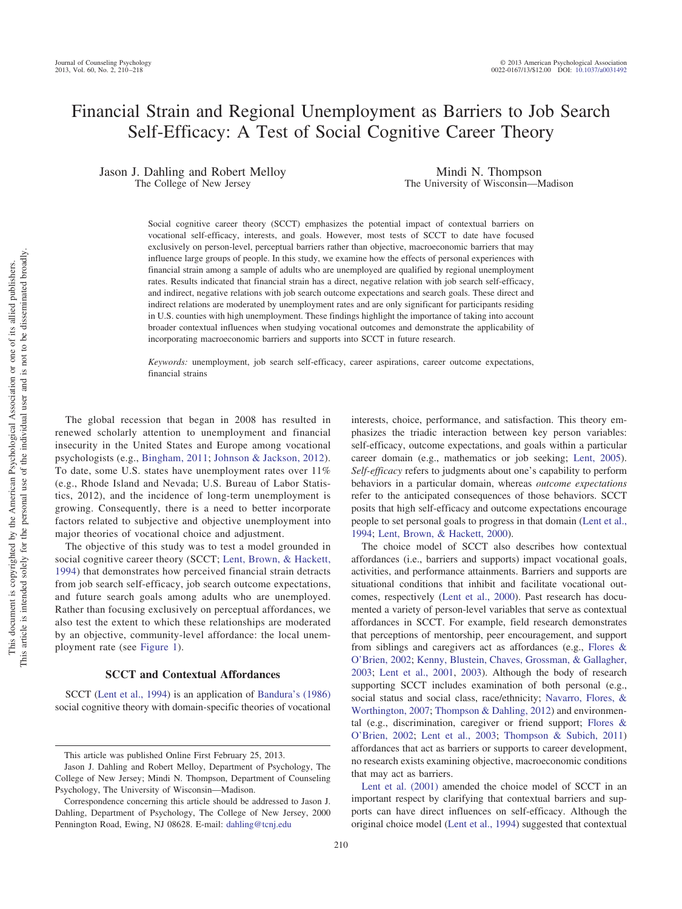# Financial Strain and Regional Unemployment as Barriers to Job Search Self-Efficacy: A Test of Social Cognitive Career Theory

Jason J. Dahling and Robert Melloy
The College of New Jersey

Mindi N. Thompson
The University of Wisconsin—Madison

Social cognitive career theory (SCCT) emphasizes the potential impact of contextual barriers on vocational self-efficacy, interests, and goals. However, most tests of SCCT to date have focused exclusively on person-level, perceptual barriers rather than objective, macroeconomic barriers that may influence large groups of people. In this study, we examine how the effects of personal experiences with financial strain among a sample of adults who are unemployed are qualified by regional unemployment rates. Results indicated that financial strain has a direct, negative relation with job search self-efficacy, and indirect, negative relations with job search outcome expectations and search goals. These direct and indirect relations are moderated by unemployment rates and are only significant for participants residing in U.S. counties with high unemployment. These findings highlight the importance of taking into account broader contextual influences when studying vocational outcomes and demonstrate the applicability of incorporating macroeconomic barriers and supports into SCCT in future research.

*Keywords:* unemployment, job search self-efficacy, career aspirations, career outcome expectations, financial strains

The global recession that began in 2008 has resulted in renewed scholarly attention to unemployment and financial insecurity in the United States and Europe among vocational psychologists (e.g., Bingham, 2011; Johnson & Jackson, 2012). To date, some U.S. states have unemployment rates over 11% (e.g., Rhode Island and Nevada; U.S. Bureau of Labor Statistics, 2012), and the incidence of long-term unemployment is growing. Consequently, there is a need to better incorporate factors related to subjective and objective unemployment into major theories of vocational choice and adjustment.

The objective of this study was to test a model grounded in social cognitive career theory (SCCT; Lent, Brown, & Hackett, 1994) that demonstrates how perceived financial strain detracts from job search self-efficacy, job search outcome expectations, and future search goals among adults who are unemployed. Rather than focusing exclusively on perceptual affordances, we also test the extent to which these relationships are moderated by an objective, community-level affordance: the local unemployment rate (see Figure 1).

## SCCT and Contextual Affordances

SCCT (Lent et al., 1994) is an application of Bandura's (1986) social cognitive theory with domain-specific theories of vocational interests, choice, performance, and satisfaction. This theory emphasizes the triadic interaction between key person variables: self-efficacy, outcome expectations, and goals within a particular career domain (e.g., mathematics or job seeking; Lent, 2005). *Self-efficacy* refers to judgments about one's capability to perform behaviors in a particular domain, whereas *outcome expectations* refer to the anticipated consequences of those behaviors. SCCT posits that high self-efficacy and outcome expectations encourage people to set personal goals to progress in that domain (Lent et al., 1994; Lent, Brown, & Hackett, 2000).

The choice model of SCCT also describes how contextual affordances (i.e., barriers and supports) impact vocational goals, activities, and performance attainments. Barriers and supports are situational conditions that inhibit and facilitate vocational outcomes, respectively (Lent et al., 2000). Past research has documented a variety of person-level variables that serve as contextual affordances in SCCT. For example, field research demonstrates that perceptions of mentorship, peer encouragement, and support from siblings and caregivers act as affordances (e.g., Flores & O'Brien, 2002; Kenny, Blustein, Chaves, Grossman, & Gallagher, 2003; Lent et al., 2001, 2003). Although the body of research supporting SCCT includes examination of both personal (e.g., social status and social class, race/ethnicity; Navarro, Flores, & Worthington, 2007; Thompson & Dahling, 2012) and environmental (e.g., discrimination, caregiver or friend support; Flores & O'Brien, 2002; Lent et al., 2003; Thompson & Subich, 2011) affordances that act as barriers or supports to career development, no research exists examining objective, macroeconomic conditions that may act as barriers.

Lent et al. (2001) amended the choice model of SCCT in an important respect by clarifying that contextual barriers and supports can have direct influences on self-efficacy. Although the original choice model (Lent et al., 1994) suggested that contextual

This article was published Online First February 25, 2013.

Jason J. Dahling and Robert Melloy, Department of Psychology, The College of New Jersey; Mindi N. Thompson, Department of Counseling Psychology, The University of Wisconsin—Madison.

Correspondence concerning this article should be addressed to Jason J. Dahling, Department of Psychology, The College of New Jersey, 2000 Pennington Road, Ewing, NJ 08628. E-mail: dahling@tcnj.edu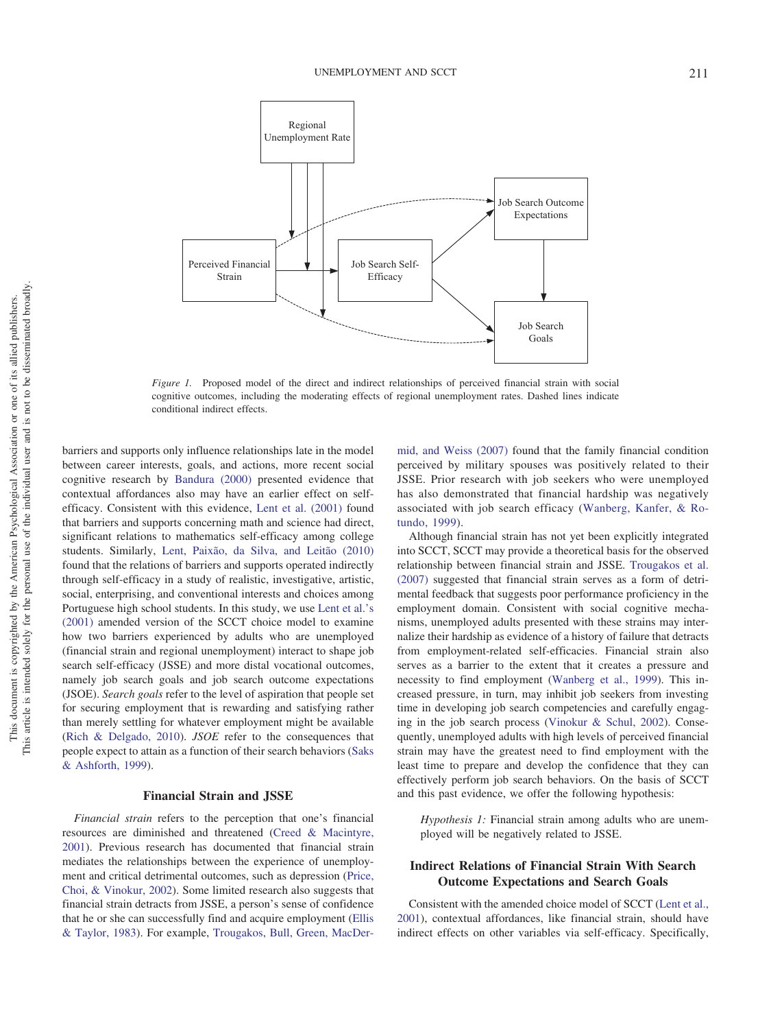Figure 1. Proposed model of the direct and indirect relationships of perceived financial strain with social cognitive outcomes, including the moderating effects of regional unemployment rates. Dashed lines indicate conditional indirect effects.

barriers and supports only influence relationships late in the model between career interests, goals, and actions, more recent social cognitive research by Bandura (2000) presented evidence that contextual affordances also may have an earlier effect on self-efficacy. Consistent with this evidence, Lent et al. (2001) found that barriers and supports concerning math and science had direct, significant relations to mathematics self-efficacy among college students. Similarly, Lent, Paixão, da Silva, and Leitão (2010) found that the relations of barriers and supports operated indirectly through self-efficacy in a study of realistic, investigative, artistic, social, enterprising, and conventional interests and choices among Portuguese high school students. In this study, we use Lent et al.'s (2001) amended version of the SCCT choice model to examine how two barriers experienced by adults who are unemployed (financial strain and regional unemployment) interact to shape job search self-efficacy (JSSE) and more distal vocational outcomes, namely job search goals and job search outcome expectations (JSOE). *Search goals* refer to the level of aspiration that people set for securing employment that is rewarding and satisfying rather than merely settling for whatever employment might be available (Rich & Delgado, 2010). *JSOE* refer to the consequences that people expect to attain as a function of their search behaviors (Saks & Ashforth, 1999).

## Financial Strain and JSSE

*Financial strain* refers to the perception that one's financial resources are diminished and threatened (Creed & Macintyre, 2001). Previous research has documented that financial strain mediates the relationships between the experience of unemployment and critical detrimental outcomes, such as depression (Price, Choi, & Vinokur, 2002). Some limited research also suggests that financial strain detracts from JSSE, a person's sense of confidence that he or she can successfully find and acquire employment (Ellis & Taylor, 1983). For example, Trougakos, Bull, Green, MacDermid, and Weiss (2007) found that the family financial condition perceived by military spouses was positively related to their JSSE. Prior research with job seekers who were unemployed has also demonstrated that financial hardship was negatively associated with job search efficacy (Wanberg, Kanfer, & Rotundo, 1999).

Although financial strain has not yet been explicitly integrated into SCCT, SCCT may provide a theoretical basis for the observed relationship between financial strain and JSSE. Trougakos et al. (2007) suggested that financial strain serves as a form of detrimental feedback that suggests poor performance proficiency in the employment domain. Consistent with social cognitive mechanisms, unemployed adults presented with these strains may internalize their hardship as evidence of a history of failure that detracts from employment-related self-efficacies. Financial strain also serves as a barrier to the extent that it creates a pressure and necessity to find employment (Wanberg et al., 1999). This increased pressure, in turn, may inhibit job seekers from investing time in developing job search competencies and carefully engaging in the job search process (Vinokur & Schul, 2002). Consequently, unemployed adults with high levels of perceived financial strain may have the greatest need to find employment with the least time to prepare and develop the confidence that they can effectively perform job search behaviors. On the basis of SCCT and this past evidence, we offer the following hypothesis:

> *Hypothesis 1:* Financial strain among adults who are unemployed will be negatively related to JSSE.

## Indirect Relations of Financial Strain With Search Outcome Expectations and Search Goals

Consistent with the amended choice model of SCCT (Lent et al., 2001), contextual affordances, like financial strain, should have indirect effects on other variables via self-efficacy. Specifically,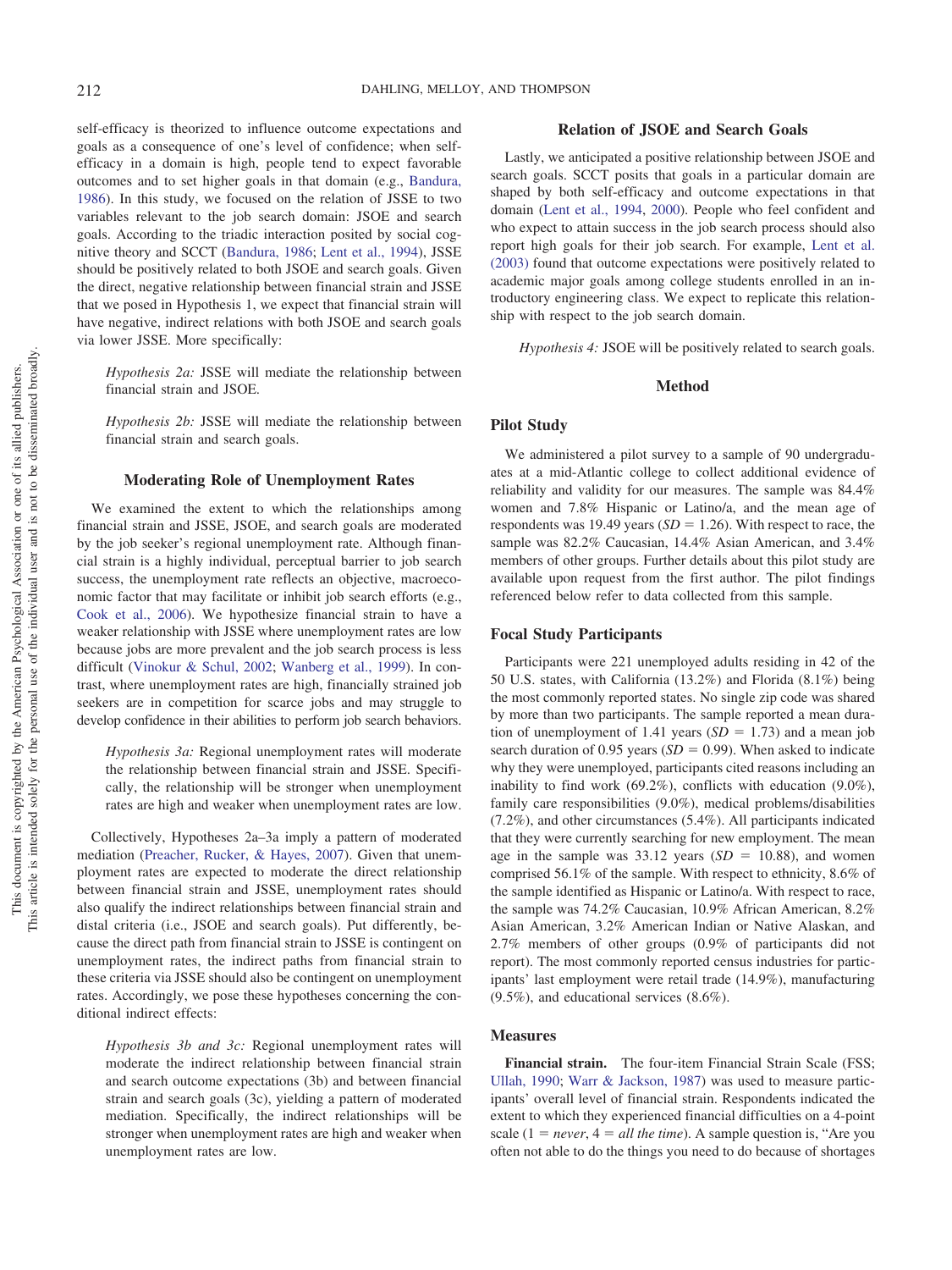self-efficacy is theorized to influence outcome expectations and goals as a consequence of one's level of confidence; when self-efficacy in a domain is high, people tend to expect favorable outcomes and to set higher goals in that domain (e.g., Bandura, 1986). In this study, we focused on the relation of JSSE to two variables relevant to the job search domain: JSOE and search goals. According to the triadic interaction posited by social cognitive theory and SCCT (Bandura, 1986; Lent et al., 1994), JSSE should be positively related to both JSOE and search goals. Given the direct, negative relationship between financial strain and JSSE that we posed in Hypothesis 1, we expect that financial strain will have negative, indirect relations with both JSOE and search goals via lower JSSE. More specifically:

> *Hypothesis 2a:* JSSE will mediate the relationship between financial strain and JSOE.

> *Hypothesis 2b:* JSSE will mediate the relationship between financial strain and search goals.

## Moderating Role of Unemployment Rates

We examined the extent to which the relationships among financial strain and JSSE, JSOE, and search goals are moderated by the job seeker's regional unemployment rate. Although financial strain is a highly individual, perceptual barrier to job search success, the unemployment rate reflects an objective, macroeconomic factor that may facilitate or inhibit job search efforts (e.g., Cook et al., 2006). We hypothesize financial strain to have a weaker relationship with JSSE where unemployment rates are low because jobs are more prevalent and the job search process is less difficult (Vinokur & Schul, 2002; Wanberg et al., 1999). In contrast, where unemployment rates are high, financially strained job seekers are in competition for scarce jobs and may struggle to develop confidence in their abilities to perform job search behaviors.

> *Hypothesis 3a:* Regional unemployment rates will moderate the relationship between financial strain and JSSE. Specifically, the relationship will be stronger when unemployment rates are high and weaker when unemployment rates are low.

Collectively, Hypotheses 2a–3a imply a pattern of moderated mediation (Preacher, Rucker, & Hayes, 2007). Given that unemployment rates are expected to moderate the direct relationship between financial strain and JSSE, unemployment rates should also qualify the indirect relationships between financial strain and distal criteria (i.e., JSOE and search goals). Put differently, because the direct path from financial strain to JSSE is contingent on unemployment rates, the indirect paths from financial strain to these criteria via JSSE should also be contingent on unemployment rates. Accordingly, we pose these hypotheses concerning the conditional indirect effects:

> *Hypothesis 3b and 3c:* Regional unemployment rates will moderate the indirect relationship between financial strain and search outcome expectations (3b) and between financial strain and search goals (3c), yielding a pattern of moderated mediation. Specifically, the indirect relationships will be stronger when unemployment rates are high and weaker when unemployment rates are low.

## Relation of JSOE and Search Goals

Lastly, we anticipated a positive relationship between JSOE and search goals. SCCT posits that goals in a particular domain are shaped by both self-efficacy and outcome expectations in that domain (Lent et al., 1994, 2000). People who feel confident and who expect to attain success in the job search process should also report high goals for their job search. For example, Lent et al. (2003) found that outcome expectations were positively related to academic major goals among college students enrolled in an introductory engineering class. We expect to replicate this relationship with respect to the job search domain.

> *Hypothesis 4:* JSOE will be positively related to search goals.

# Method

## Pilot Study

We administered a pilot survey to a sample of 90 undergraduates at a mid-Atlantic college to collect additional evidence of reliability and validity for our measures. The sample was 84.4% women and 7.8% Hispanic or Latino/a, and the mean age of respondents was 19.49 years ($SD = 1.26$). With respect to race, the sample was 82.2% Caucasian, 14.4% Asian American, and 3.4% members of other groups. Further details about this pilot study are available upon request from the first author. The pilot findings referenced below refer to data collected from this sample.

## Focal Study Participants

Participants were 221 unemployed adults residing in 42 of the 50 U.S. states, with California (13.2%) and Florida (8.1%) being the most commonly reported states. No single zip code was shared by more than two participants. The sample reported a mean duration of unemployment of 1.41 years ($SD = 1.73$) and a mean job search duration of 0.95 years ($SD = 0.99$). When asked to indicate why they were unemployed, participants cited reasons including an inability to find work (69.2%), conflicts with education (9.0%), family care responsibilities (9.0%), medical problems/disabilities (7.2%), and other circumstances (5.4%). All participants indicated that they were currently searching for new employment. The mean age in the sample was 33.12 years ($SD = 10.88$), and women comprised 56.1% of the sample. With respect to ethnicity, 8.6% of the sample identified as Hispanic or Latino/a. With respect to race, the sample was 74.2% Caucasian, 10.9% African American, 8.2% Asian American, 3.2% American Indian or Native Alaskan, and 2.7% members of other groups (0.9% of participants did not report). The most commonly reported census industries for participants' last employment were retail trade (14.9%), manufacturing (9.5%), and educational services (8.6%).

## Measures

**Financial strain.** The four-item Financial Strain Scale (FSS; Ullah, 1990; Warr & Jackson, 1987) was used to measure participants' overall level of financial strain. Respondents indicated the extent to which they experienced financial difficulties on a 4-point scale (1 = *never*, 4 = *all the time*). A sample question is, "Are you often not able to do the things you need to do because of shortages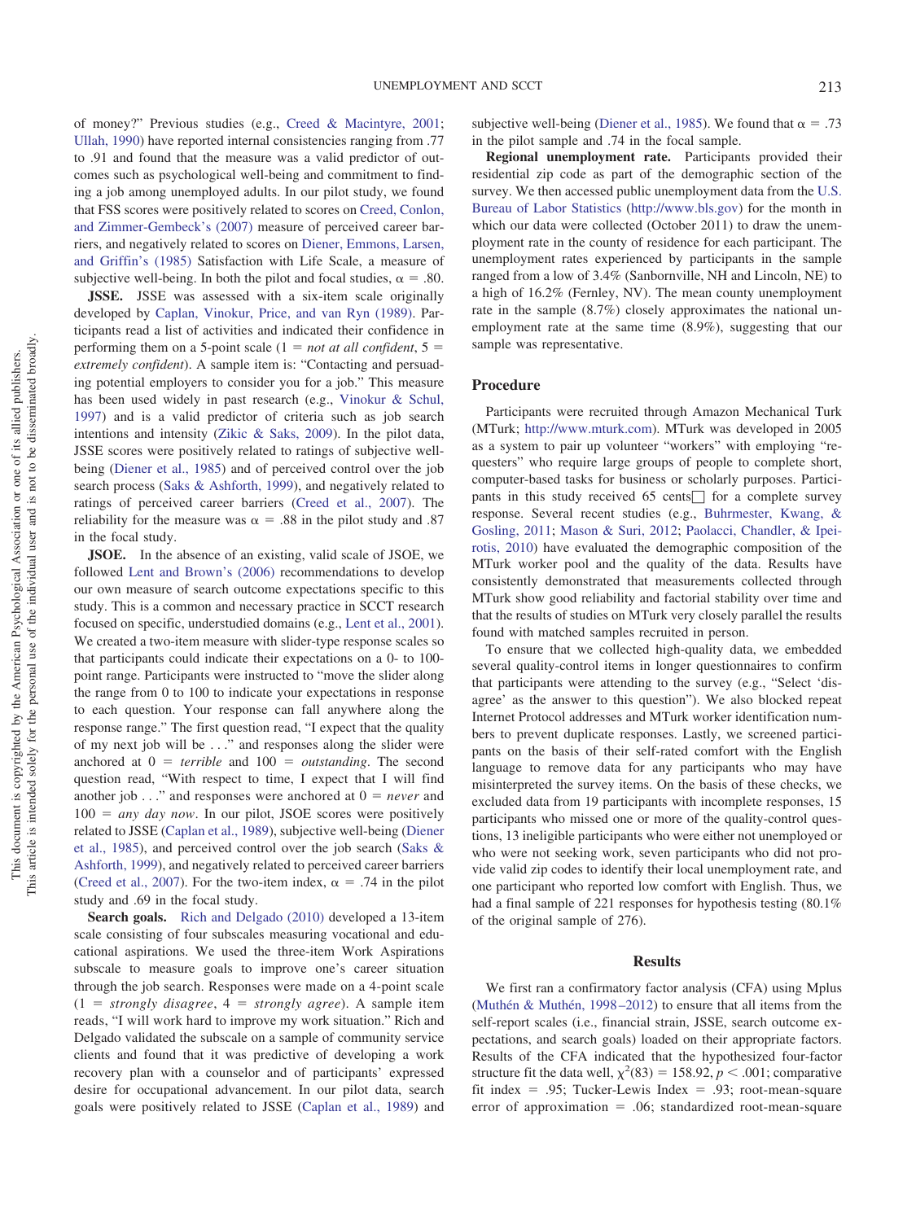of money?" Previous studies (e.g., Creed & Macintyre, 2001; Ullah, 1990) have reported internal consistencies ranging from .77 to .91 and found that the measure was a valid predictor of outcomes such as psychological well-being and commitment to finding a job among unemployed adults. In our pilot study, we found that FSS scores were positively related to scores on Creed, Conlon, and Zimmer-Gembeck's (2007) measure of perceived career barriers, and negatively related to scores on Diener, Emmons, Larsen, and Griffin's (1985) Satisfaction with Life Scale, a measure of subjective well-being. In both the pilot and focal studies, $\alpha = .80$.

**JSSE.** JSSE was assessed with a six-item scale originally developed by Caplan, Vinokur, Price, and van Ryn (1989). Participants read a list of activities and indicated their confidence in performing them on a 5-point scale (1 = *not at all confident*, 5 = *extremely confident*). A sample item is: "Contacting and persuading potential employers to consider you for a job." This measure has been used widely in past research (e.g., Vinokur & Schul, 1997) and is a valid predictor of criteria such as job search intentions and intensity (Zikic & Saks, 2009). In the pilot data, JSSE scores were positively related to ratings of subjective well-being (Diener et al., 1985) and of perceived control over the job search process (Saks & Ashforth, 1999), and negatively related to ratings of perceived career barriers (Creed et al., 2007). The reliability for the measure was $\alpha = .88$ in the pilot study and .87 in the focal study.

**JSOE.** In the absence of an existing, valid scale of JSOE, we followed Lent and Brown's (2006) recommendations to develop our own measure of search outcome expectations specific to this study. This is a common and necessary practice in SCCT research focused on specific, understudied domains (e.g., Lent et al., 2001). We created a two-item measure with slider-type response scales so that participants could indicate their expectations on a 0- to 100-point range. Participants were instructed to "move the slider along the range from 0 to 100 to indicate your expectations in response to each question. Your response can fall anywhere along the response range." The first question read, "I expect that the quality of my next job will be . . ." and responses along the slider were anchored at 0 = *terrible* and 100 = *outstanding*. The second question read, "With respect to time, I expect that I will find another job . . ." and responses were anchored at 0 = *never* and 100 = *any day now*. In our pilot, JSOE scores were positively related to JSSE (Caplan et al., 1989), subjective well-being (Diener et al., 1985), and perceived control over the job search (Saks & Ashforth, 1999), and negatively related to perceived career barriers (Creed et al., 2007). For the two-item index, $\alpha = .74$ in the pilot study and .69 in the focal study.

**Search goals.** Rich and Delgado (2010) developed a 13-item scale consisting of four subscales measuring vocational and educational aspirations. We used the three-item Work Aspirations subscale to measure goals to improve one's career situation through the job search. Responses were made on a 4-point scale (1 = *strongly disagree*, 4 = *strongly agree*). A sample item reads, "I will work hard to improve my work situation." Rich and Delgado validated the subscale on a sample of community service clients and found that it was predictive of developing a work recovery plan with a counselor and of participants' expressed desire for occupational advancement. In our pilot data, search goals were positively related to JSSE (Caplan et al., 1989) and subjective well-being (Diener et al., 1985). We found that $\alpha = .73$ in the pilot sample and .74 in the focal sample.

**Regional unemployment rate.** Participants provided their residential zip code as part of the demographic section of the survey. We then accessed public unemployment data from the U.S. Bureau of Labor Statistics (http://www.bls.gov) for the month in which our data were collected (October 2011) to draw the unemployment rate in the county of residence for each participant. The unemployment rates experienced by participants in the sample ranged from a low of 3.4% (Sanbornville, NH and Lincoln, NE) to a high of 16.2% (Fernley, NV). The mean county unemployment rate in the sample (8.7%) closely approximates the national unemployment rate at the same time (8.9%), suggesting that our sample was representative.

## Procedure

Participants were recruited through Amazon Mechanical Turk (MTurk; http://www.mturk.com). MTurk was developed in 2005 as a system to pair up volunteer "workers" with employing "requesters" who require large groups of people to complete short, computer-based tasks for business or scholarly purposes. Participants in this study received 65 cents for a complete survey response. Several recent studies (e.g., Buhrmester, Kwang, & Gosling, 2011; Mason & Suri, 2012; Paolacci, Chandler, & Ipeirotis, 2010) have evaluated the demographic composition of the MTurk worker pool and the quality of the data. Results have consistently demonstrated that measurements collected through MTurk show good reliability and factorial stability over time and that the results of studies on MTurk very closely parallel the results found with matched samples recruited in person.

To ensure that we collected high-quality data, we embedded several quality-control items in longer questionnaires to confirm that participants were attending to the survey (e.g., "Select 'disagree' as the answer to this question"). We also blocked repeat Internet Protocol addresses and MTurk worker identification numbers to prevent duplicate responses. Lastly, we screened participants on the basis of their self-rated comfort with the English language to remove data for any participants who may have misinterpreted the survey items. On the basis of these checks, we excluded data from 19 participants with incomplete responses, 15 participants who missed one or more of the quality-control questions, 13 ineligible participants who were either not unemployed or who were not seeking work, seven participants who did not provide valid zip codes to identify their local unemployment rate, and one participant who reported low comfort with English. Thus, we had a final sample of 221 responses for hypothesis testing (80.1% of the original sample of 276).

# Results

We first ran a confirmatory factor analysis (CFA) using Mplus (Muthén & Muthén, 1998–2012) to ensure that all items from the self-report scales (i.e., financial strain, JSSE, search outcome expectations, and search goals) loaded on their appropriate factors. Results of the CFA indicated that the hypothesized four-factor structure fit the data well, $\chi^2(83) = 158.92$, $p < .001$; comparative fit index = .95; Tucker-Lewis Index = .93; root-mean-square error of approximation = .06; standardized root-mean-square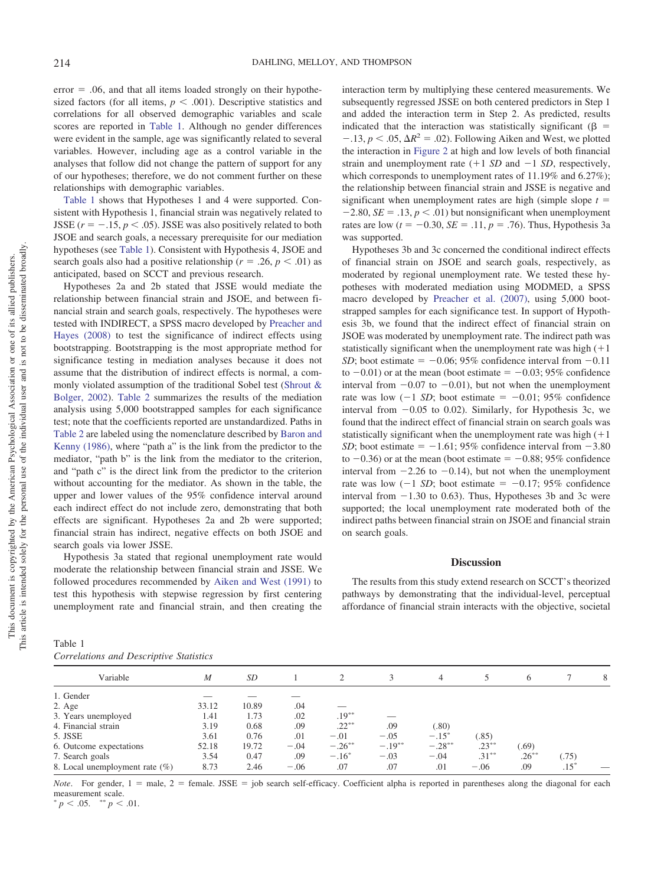error = .06, and that all items loaded strongly on their hypothesized factors (for all items, $p < .001$). Descriptive statistics and correlations for all observed demographic variables and scale scores are reported in Table 1. Although no gender differences were evident in the sample, age was significantly related to several variables. However, including age as a control variable in the analyses that follow did not change the pattern of support for any of our hypotheses; therefore, we do not comment further on these relationships with demographic variables.

Table 1 shows that Hypotheses 1 and 4 were supported. Consistent with Hypothesis 1, financial strain was negatively related to JSSE ($r = -.15$, $p < .05$). JSSE was also positively related to both JSOE and search goals, a necessary prerequisite for our mediation hypotheses (see Table 1). Consistent with Hypothesis 4, JSOE and search goals also had a positive relationship ($r = .26$, $p < .01$) as anticipated, based on SCCT and previous research.

Hypotheses 2a and 2b stated that JSSE would mediate the relationship between financial strain and JSOE, and between financial strain and search goals, respectively. The hypotheses were tested with INDIRECT, a SPSS macro developed by Preacher and Hayes (2008) to test the significance of indirect effects using bootstrapping. Bootstrapping is the most appropriate method for significance testing in mediation analyses because it does not assume that the distribution of indirect effects is normal, a commonly violated assumption of the traditional Sobel test (Shrout & Bolger, 2002). Table 2 summarizes the results of the mediation analysis using 5,000 bootstrapped samples for each significance test; note that the coefficients reported are unstandardized. Paths in Table 2 are labeled using the nomenclature described by Baron and Kenny (1986), where "path a" is the link from the predictor to the mediator, "path b" is the link from the mediator to the criterion, and "path c" is the direct link from the predictor to the criterion without accounting for the mediator. As shown in the table, the upper and lower values of the 95% confidence interval around each indirect effect do not include zero, demonstrating that both effects are significant. Hypotheses 2a and 2b were supported; financial strain has indirect, negative effects on both JSOE and search goals via lower JSSE.

Hypothesis 3a stated that regional unemployment rate would moderate the relationship between financial strain and JSSE. We followed procedures recommended by Aiken and West (1991) to test this hypothesis with stepwise regression by first centering unemployment rate and financial strain, and then creating the interaction term by multiplying these centered measurements. We subsequently regressed JSSE on both centered predictors in Step 1 and added the interaction term in Step 2. As predicted, results indicated that the interaction was statistically significant ($\beta = -.13$, $p < .05$, $\Delta R^2 = .02$). Following Aiken and West, we plotted the interaction in Figure 2 at high and low levels of both financial strain and unemployment rate (+1 *SD* and −1 *SD*, respectively, which corresponds to unemployment rates of 11.19% and 6.27%); the relationship between financial strain and JSSE is negative and significant when unemployment rates are high (simple slope $t = -2.80$, $SE = .13$, $p < .01$) but nonsignificant when unemployment rates are low ($t = -0.30$, $SE = .11$, $p = .76$). Thus, Hypothesis 3a was supported.

Hypotheses 3b and 3c concerned the conditional indirect effects of financial strain on JSOE and search goals, respectively, as moderated by regional unemployment rate. We tested these hypotheses with moderated mediation using MODMED, a SPSS macro developed by Preacher et al. (2007), using 5,000 bootstrapped samples for each significance test. In support of Hypothesis 3b, we found that the indirect effect of financial strain on JSOE was moderated by unemployment rate. The indirect path was statistically significant when the unemployment rate was high (+1 *SD*; boot estimate = −0.06; 95% confidence interval from −0.11 to −0.01) or at the mean (boot estimate = −0.03; 95% confidence interval from −0.07 to −0.01), but not when the unemployment rate was low (−1 *SD*; boot estimate = −0.01; 95% confidence interval from −0.05 to 0.02). Similarly, for Hypothesis 3c, we found that the indirect effect of financial strain on search goals was statistically significant when the unemployment rate was high (+1 *SD*; boot estimate = −1.61; 95% confidence interval from −3.80 to −0.36) or at the mean (boot estimate = −0.88; 95% confidence interval from −2.26 to −0.14), but not when the unemployment rate was low (−1 *SD*; boot estimate = −0.17; 95% confidence interval from −1.30 to 0.63). Thus, Hypotheses 3b and 3c were supported; the local unemployment rate moderated both of the indirect paths between financial strain on JSOE and financial strain on search goals.

## Discussion

The results from this study extend research on SCCT's theorized pathways by demonstrating that the individual-level, perceptual affordance of financial strain interacts with the objective, societal

Table 1
*Correlations and Descriptive Statistics*

| Variable | *M* | *SD* | 1 | 2 | 3 | 4 | 5 | 6 | 7 | 8 |
|---|---|---|---|---|---|---|---|---|---|---|
| 1. Gender | — | — | — | | | | | | | |
| 2. Age | 33.12 | 10.89 | .04 | — | | | | | | |
| 3. Years unemployed | 1.41 | 1.73 | .02 | .19** | — | | | | | |
| 4. Financial strain | 3.19 | 0.68 | .09 | .22** | .09 | (.80) | | | | |
| 5. JSSE | 3.61 | 0.76 | .01 | −.01 | −.05 | −.15* | (.85) | | | |
| 6. Outcome expectations | 52.18 | 19.72 | −.04 | −.26** | −.19** | −.28** | .23** | (.69) | | |
| 7. Search goals | 3.54 | 0.47 | .09 | −.16* | −.03 | −.04 | .31** | .26** | (.75) | |
| 8. Local unemployment rate (%) | 8.73 | 2.46 | −.06 | .07 | .07 | .01 | −.06 | .09 | .15* | — |

*Note*. For gender, 1 = male, 2 = female. JSSE = job search self-efficacy. Coefficient alpha is reported in parentheses along the diagonal for each measurement scale.
\* $p < .05$. ** $p < .01$.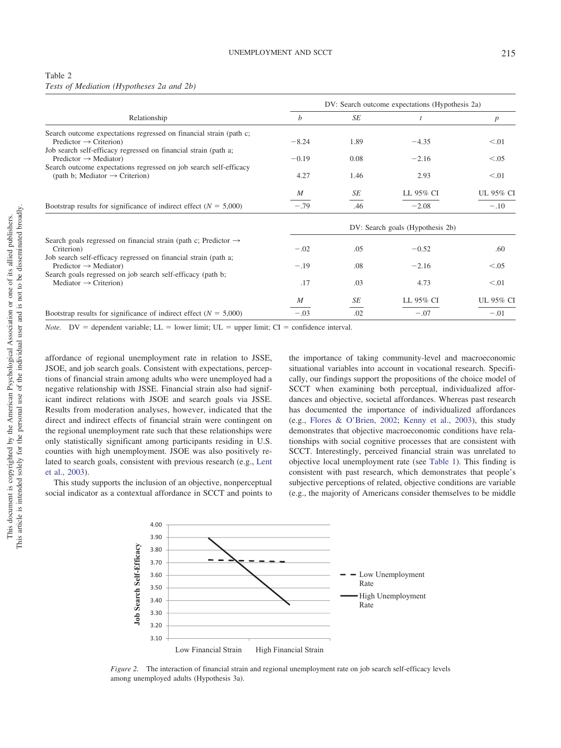Table 2
*Tests of Mediation (Hypotheses 2a and 2b)*

| Relationship | DV: Search outcome expectations (Hypothesis 2a) | | | |
|---|---|---|---|---|
| | *b* | *SE* | *t* | *p* |
| Search outcome expectations regressed on financial strain (path c; Predictor → Criterion) | −8.24 | 1.89 | −4.35 | <.01 |
| Job search self-efficacy regressed on financial strain (path a; Predictor → Mediator) | −0.19 | 0.08 | −2.16 | <.05 |
| Search outcome expectations regressed on job search self-efficacy (path b; Mediator → Criterion) | 4.27 | 1.46 | 2.93 | <.01 |
| | *M* | *SE* | LL 95% CI | UL 95% CI |
| Bootstrap results for significance of indirect effect ($N$ = 5,000) | −.79 | .46 | −2.08 | −.10 |
| | DV: Search goals (Hypothesis 2b) | | | |
| Search goals regressed on financial strain (path c; Predictor → Criterion) | −.02 | .05 | −0.52 | .60 |
| Job search self-efficacy regressed on financial strain (path a; Predictor → Mediator) | −.19 | .08 | −2.16 | <.05 |
| Search goals regressed on job search self-efficacy (path b; Mediator → Criterion) | .17 | .03 | 4.73 | <.01 |
| | *M* | *SE* | LL 95% CI | UL 95% CI |
| Bootstrap results for significance of indirect effect ($N$ = 5,000) | −.03 | .02 | −.07 | −.01 |

*Note.* DV = dependent variable; LL = lower limit; UL = upper limit; CI = confidence interval.

affordance of regional unemployment rate in relation to JSSE, JSOE, and job search goals. Consistent with expectations, perceptions of financial strain among adults who were unemployed had a negative relationship with JSSE. Financial strain also had significant indirect relations with JSOE and search goals via JSSE. Results from moderation analyses, however, indicated that the direct and indirect effects of financial strain were contingent on the regional unemployment rate such that these relationships were only statistically significant among participants residing in U.S. counties with high unemployment. JSOE was also positively related to search goals, consistent with previous research (e.g., Lent et al., 2003).

This study supports the inclusion of an objective, nonperceptual social indicator as a contextual affordance in SCCT and points to the importance of taking community-level and macroeconomic situational variables into account in vocational research. Specifically, our findings support the propositions of the choice model of SCCT when examining both perceptual, individualized affordances and objective, societal affordances. Whereas past research has documented the importance of individualized affordances (e.g., Flores & O'Brien, 2002; Kenny et al., 2003), this study demonstrates that objective macroeconomic conditions have relationships with social cognitive processes that are consistent with SCCT. Interestingly, perceived financial strain was unrelated to objective local unemployment rate (see Table 1). This finding is consistent with past research, which demonstrates that people's subjective perceptions of related, objective conditions are variable (e.g., the majority of Americans consider themselves to be middle

*Figure 2.* The interaction of financial strain and regional unemployment rate on job search self-efficacy levels among unemployed adults (Hypothesis 3a).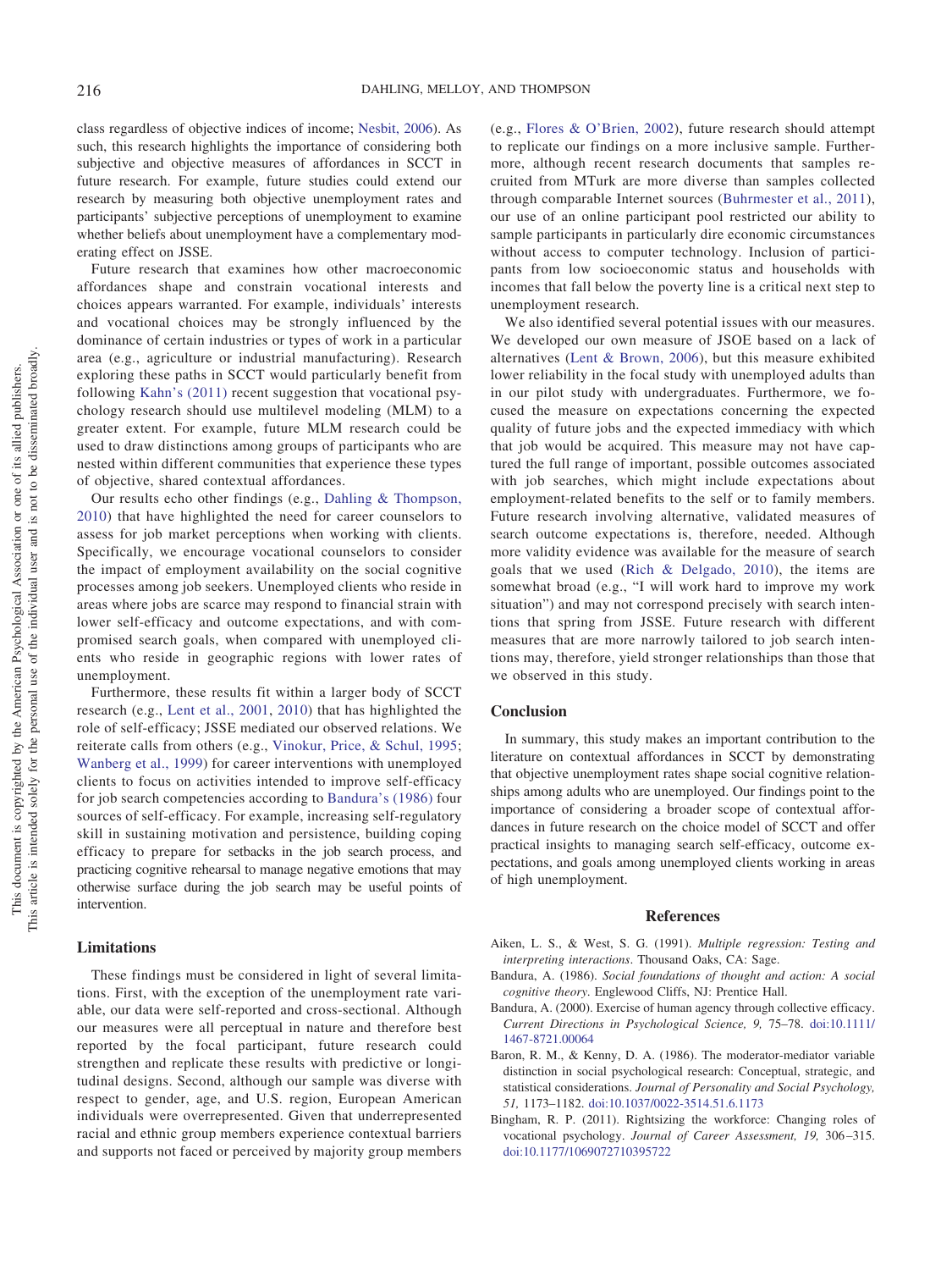class regardless of objective indices of income; Nesbit, 2006). As such, this research highlights the importance of considering both subjective and objective measures of affordances in SCCT in future research. For example, future studies could extend our research by measuring both objective unemployment rates and participants' subjective perceptions of unemployment to examine whether beliefs about unemployment have a complementary moderating effect on JSSE.

Future research that examines how other macroeconomic affordances shape and constrain vocational interests and choices appears warranted. For example, individuals' interests and vocational choices may be strongly influenced by the dominance of certain industries or types of work in a particular area (e.g., agriculture or industrial manufacturing). Research exploring these paths in SCCT would particularly benefit from following Kahn's (2011) recent suggestion that vocational psychology research should use multilevel modeling (MLM) to a greater extent. For example, future MLM research could be used to draw distinctions among groups of participants who are nested within different communities that experience these types of objective, shared contextual affordances.

Our results echo other findings (e.g., Dahling & Thompson, 2010) that have highlighted the need for career counselors to assess for job market perceptions when working with clients. Specifically, we encourage vocational counselors to consider the impact of employment availability on the social cognitive processes among job seekers. Unemployed clients who reside in areas where jobs are scarce may respond to financial strain with lower self-efficacy and outcome expectations, and with compromised search goals, when compared with unemployed clients who reside in geographic regions with lower rates of unemployment.

Furthermore, these results fit within a larger body of SCCT research (e.g., Lent et al., 2001, 2010) that has highlighted the role of self-efficacy; JSSE mediated our observed relations. We reiterate calls from others (e.g., Vinokur, Price, & Schul, 1995; Wanberg et al., 1999) for career interventions with unemployed clients to focus on activities intended to improve self-efficacy for job search competencies according to Bandura's (1986) four sources of self-efficacy. For example, increasing self-regulatory skill in sustaining motivation and persistence, building coping efficacy to prepare for setbacks in the job search process, and practicing cognitive rehearsal to manage negative emotions that may otherwise surface during the job search may be useful points of intervention.

## Limitations

These findings must be considered in light of several limitations. First, with the exception of the unemployment rate variable, our data were self-reported and cross-sectional. Although our measures were all perceptual in nature and therefore best reported by the focal participant, future research could strengthen and replicate these results with predictive or longitudinal designs. Second, although our sample was diverse with respect to gender, age, and U.S. region, European American individuals were overrepresented. Given that underrepresented racial and ethnic group members experience contextual barriers and supports not faced or perceived by majority group members (e.g., Flores & O'Brien, 2002), future research should attempt to replicate our findings on a more inclusive sample. Furthermore, although recent research documents that samples recruited from MTurk are more diverse than samples collected through comparable Internet sources (Buhrmester et al., 2011), our use of an online participant pool restricted our ability to sample participants in particularly dire economic circumstances without access to computer technology. Inclusion of participants from low socioeconomic status and households with incomes that fall below the poverty line is a critical next step to unemployment research.

We also identified several potential issues with our measures. We developed our own measure of JSOE based on a lack of alternatives (Lent & Brown, 2006), but this measure exhibited lower reliability in the focal study with unemployed adults than in our pilot study with undergraduates. Furthermore, we focused the measure on expectations concerning the expected quality of future jobs and the expected immediacy with which that job would be acquired. This measure may not have captured the full range of important, possible outcomes associated with job searches, which might include expectations about employment-related benefits to the self or to family members. Future research involving alternative, validated measures of search outcome expectations is, therefore, needed. Although more validity evidence was available for the measure of search goals that we used (Rich & Delgado, 2010), the items are somewhat broad (e.g., "I will work hard to improve my work situation") and may not correspond precisely with search intentions that spring from JSSE. Future research with different measures that are more narrowly tailored to job search intentions may, therefore, yield stronger relationships than those that we observed in this study.

## Conclusion

In summary, this study makes an important contribution to the literature on contextual affordances in SCCT by demonstrating that objective unemployment rates shape social cognitive relationships among adults who are unemployed. Our findings point to the importance of considering a broader scope of contextual affordances in future research on the choice model of SCCT and offer practical insights to managing search self-efficacy, outcome expectations, and goals among unemployed clients working in areas of high unemployment.

## References

Aiken, L. S., & West, S. G. (1991). *Multiple regression: Testing and interpreting interactions*. Thousand Oaks, CA: Sage.

Bandura, A. (1986). *Social foundations of thought and action: A social cognitive theory*. Englewood Cliffs, NJ: Prentice Hall.

Bandura, A. (2000). Exercise of human agency through collective efficacy. *Current Directions in Psychological Science, 9,* 75–78. doi:10.1111/1467-8721.00064

Baron, R. M., & Kenny, D. A. (1986). The moderator-mediator variable distinction in social psychological research: Conceptual, strategic, and statistical considerations. *Journal of Personality and Social Psychology, 51,* 1173–1182. doi:10.1037/0022-3514.51.6.1173

Bingham, R. P. (2011). Rightsizing the workforce: Changing roles of vocational psychology. *Journal of Career Assessment, 19,* 306–315. doi:10.1177/1069072710395722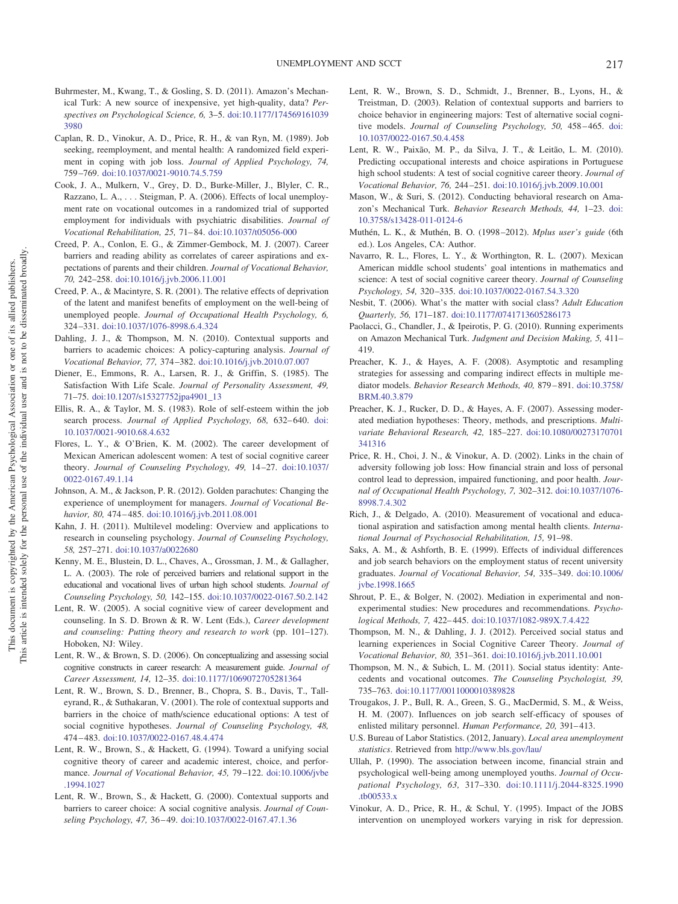Buhrmester, M., Kwang, T., & Gosling, S. D. (2011). Amazon's Mechanical Turk: A new source of inexpensive, yet high-quality, data? *Perspectives on Psychological Science, 6,* 3–5. doi:10.1177/1745691610393980

Caplan, R. D., Vinokur, A. D., Price, R. H., & van Ryn, M. (1989). Job seeking, reemployment, and mental health: A randomized field experiment in coping with job loss. *Journal of Applied Psychology, 74,* 759–769. doi:10.1037/0021-9010.74.5.759

Cook, J. A., Mulkern, V., Grey, D. D., Burke-Miller, J., Blyler, C. R., Razzano, L. A., . . . Steigman, P. A. (2006). Effects of local unemployment rate on vocational outcomes in a randomized trial of supported employment for individuals with psychiatric disabilities. *Journal of Vocational Rehabilitation, 25,* 71–84. doi:10.1037/t05056-000

Creed, P. A., Conlon, E. G., & Zimmer-Gembock, M. J. (2007). Career barriers and reading ability as correlates of career aspirations and expectations of parents and their children. *Journal of Vocational Behavior, 70,* 242–258. doi:10.1016/j.jvb.2006.11.001

Creed, P. A., & Macintyre, S. R. (2001). The relative effects of deprivation of the latent and manifest benefits of employment on the well-being of unemployed people. *Journal of Occupational Health Psychology, 6,* 324–331. doi:10.1037/1076-8998.6.4.324

Dahling, J. J., & Thompson, M. N. (2010). Contextual supports and barriers to academic choices: A policy-capturing analysis. *Journal of Vocational Behavior, 77,* 374–382. doi:10.1016/j.jvb.2010.07.007

Diener, E., Emmons, R. A., Larsen, R. J., & Griffin, S. (1985). The Satisfaction With Life Scale. *Journal of Personality Assessment, 49,* 71–75. doi:10.1207/s15327752jpa4901_13

Ellis, R. A., & Taylor, M. S. (1983). Role of self-esteem within the job search process. *Journal of Applied Psychology, 68,* 632–640. doi:10.1037/0021-9010.68.4.632

Flores, L. Y., & O'Brien, K. M. (2002). The career development of Mexican American adolescent women: A test of social cognitive career theory. *Journal of Counseling Psychology, 49,* 14–27. doi:10.1037/0022-0167.49.1.14

Johnson, A. M., & Jackson, P. R. (2012). Golden parachutes: Changing the experience of unemployment for managers. *Journal of Vocational Behavior, 80,* 474–485. doi:10.1016/j.jvb.2011.08.001

Kahn, J. H. (2011). Multilevel modeling: Overview and applications to research in counseling psychology. *Journal of Counseling Psychology, 58,* 257–271. doi:10.1037/a0022680

Kenny, M. E., Blustein, D. L., Chaves, A., Grossman, J. M., & Gallagher, L. A. (2003). The role of perceived barriers and relational support in the educational and vocational lives of urban high school students. *Journal of Counseling Psychology, 50,* 142–155. doi:10.1037/0022-0167.50.2.142

Lent, R. W. (2005). A social cognitive view of career development and counseling. In S. D. Brown & R. W. Lent (Eds.), *Career development and counseling: Putting theory and research to work* (pp. 101–127). Hoboken, NJ: Wiley.

Lent, R. W., & Brown, S. D. (2006). On conceptualizing and assessing social cognitive constructs in career research: A measurement guide. *Journal of Career Assessment, 14,* 12–35. doi:10.1177/1069072705281364

Lent, R. W., Brown, S. D., Brenner, B., Chopra, S. B., Davis, T., Talleyrand, R., & Suthakaran, V. (2001). The role of contextual supports and barriers in the choice of math/science educational options: A test of social cognitive hypotheses. *Journal of Counseling Psychology, 48,* 474–483. doi:10.1037/0022-0167.48.4.474

Lent, R. W., Brown, S., & Hackett, G. (1994). Toward a unifying social cognitive theory of career and academic interest, choice, and performance. *Journal of Vocational Behavior, 45,* 79–122. doi:10.1006/jvbe.1994.1027

Lent, R. W., Brown, S., & Hackett, G. (2000). Contextual supports and barriers to career choice: A social cognitive analysis. *Journal of Counseling Psychology, 47,* 36–49. doi:10.1037/0022-0167.47.1.36

Lent, R. W., Brown, S. D., Schmidt, J., Brenner, B., Lyons, H., & Treistman, D. (2003). Relation of contextual supports and barriers to choice behavior in engineering majors: Test of alternative social cognitive models. *Journal of Counseling Psychology, 50,* 458–465. doi:10.1037/0022-0167.50.4.458

Lent, R. W., Paixão, M. P., da Silva, J. T., & Leitão, L. M. (2010). Predicting occupational interests and choice aspirations in Portuguese high school students: A test of social cognitive career theory. *Journal of Vocational Behavior, 76,* 244–251. doi:10.1016/j.jvb.2009.10.001

Mason, W., & Suri, S. (2012). Conducting behavioral research on Amazon's Mechanical Turk. *Behavior Research Methods, 44,* 1–23. doi:10.3758/s13428-011-0124-6

Muthén, L. K., & Muthén, B. O. (1998–2012). *Mplus user's guide* (6th ed.). Los Angeles, CA: Author.

Navarro, R. L., Flores, L. Y., & Worthington, R. L. (2007). Mexican American middle school students' goal intentions in mathematics and science: A test of social cognitive career theory. *Journal of Counseling Psychology, 54,* 320–335. doi:10.1037/0022-0167.54.3.320

Nesbit, T. (2006). What's the matter with social class? *Adult Education Quarterly, 56,* 171–187. doi:10.1177/0741713605286173

Paolacci, G., Chandler, J., & Ipeirotis, P. G. (2010). Running experiments on Amazon Mechanical Turk. *Judgment and Decision Making, 5,* 411–419.

Preacher, K. J., & Hayes, A. F. (2008). Asymptotic and resampling strategies for assessing and comparing indirect effects in multiple mediator models. *Behavior Research Methods, 40,* 879–891. doi:10.3758/BRM.40.3.879

Preacher, K. J., Rucker, D. D., & Hayes, A. F. (2007). Assessing moderated mediation hypotheses: Theory, methods, and prescriptions. *Multivariate Behavioral Research, 42,* 185–227. doi:10.1080/00273170701341316

Price, R. H., Choi, J. N., & Vinokur, A. D. (2002). Links in the chain of adversity following job loss: How financial strain and loss of personal control lead to depression, impaired functioning, and poor health. *Journal of Occupational Health Psychology, 7,* 302–312. doi:10.1037/1076-8998.7.4.302

Rich, J., & Delgado, A. (2010). Measurement of vocational and educational aspiration and satisfaction among mental health clients. *International Journal of Psychosocial Rehabilitation, 15,* 91–98.

Saks, A. M., & Ashforth, B. E. (1999). Effects of individual differences and job search behaviors on the employment status of recent university graduates. *Journal of Vocational Behavior, 54,* 335–349. doi:10.1006/jvbe.1998.1665

Shrout, P. E., & Bolger, N. (2002). Mediation in experimental and nonexperimental studies: New procedures and recommendations. *Psychological Methods, 7,* 422–445. doi:10.1037/1082-989X.7.4.422

Thompson, M. N., & Dahling, J. J. (2012). Perceived social status and learning experiences in Social Cognitive Career Theory. *Journal of Vocational Behavior, 80,* 351–361. doi:10.1016/j.jvb.2011.10.001

Thompson, M. N., & Subich, L. M. (2011). Social status identity: Antecedents and vocational outcomes. *The Counseling Psychologist, 39,* 735–763. doi:10.1177/0011000010389828

Trougakos, J. P., Bull, R. A., Green, S. G., MacDermid, S. M., & Weiss, H. M. (2007). Influences on job search self-efficacy of spouses of enlisted military personnel. *Human Performance, 20,* 391–413.

U.S. Bureau of Labor Statistics. (2012, January). *Local area unemployment statistics*. Retrieved from http://www.bls.gov/lau/

Ullah, P. (1990). The association between income, financial strain and psychological well-being among unemployed youths. *Journal of Occupational Psychology, 63,* 317–330. doi:10.1111/j.2044-8325.1990.tb00533.x

Vinokur, A. D., Price, R. H., & Schul, Y. (1995). Impact of the JOBS intervention on unemployed workers varying in risk for depression.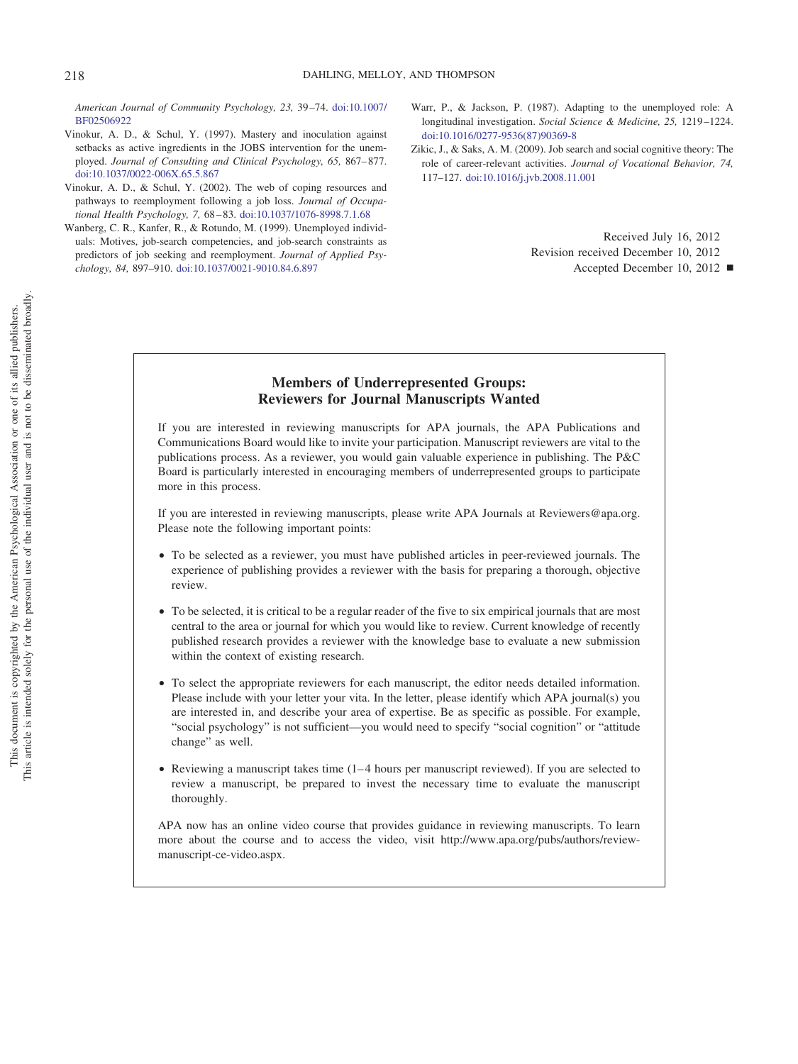*American Journal of Community Psychology, 23,* 39–74. doi:10.1007/BF02506922

Vinokur, A. D., & Schul, Y. (1997). Mastery and inoculation against setbacks as active ingredients in the JOBS intervention for the unemployed. *Journal of Consulting and Clinical Psychology, 65,* 867–877. doi:10.1037/0022-006X.65.5.867

Vinokur, A. D., & Schul, Y. (2002). The web of coping resources and pathways to reemployment following a job loss. *Journal of Occupational Health Psychology, 7,* 68–83. doi:10.1037/1076-8998.7.1.68

Wanberg, C. R., Kanfer, R., & Rotundo, M. (1999). Unemployed individuals: Motives, job-search competencies, and job-search constraints as predictors of job seeking and reemployment. *Journal of Applied Psychology, 84,* 897–910. doi:10.1037/0021-9010.84.6.897

Warr, P., & Jackson, P. (1987). Adapting to the unemployed role: A longitudinal investigation. *Social Science & Medicine, 25,* 1219–1224. doi:10.1016/0277-9536(87)90369-8

Zikic, J., & Saks, A. M. (2009). Job search and social cognitive theory: The role of career-relevant activities. *Journal of Vocational Behavior, 74,* 117–127. doi:10.1016/j.jvb.2008.11.001

Received July 16, 2012
Revision received December 10, 2012
Accepted December 10, 2012 ■

## Members of Underrepresented Groups: Reviewers for Journal Manuscripts Wanted

If you are interested in reviewing manuscripts for APA journals, the APA Publications and Communications Board would like to invite your participation. Manuscript reviewers are vital to the publications process. As a reviewer, you would gain valuable experience in publishing. The P&C Board is particularly interested in encouraging members of underrepresented groups to participate more in this process.

If you are interested in reviewing manuscripts, please write APA Journals at Reviewers@apa.org. Please note the following important points:

- To be selected as a reviewer, you must have published articles in peer-reviewed journals. The experience of publishing provides a reviewer with the basis for preparing a thorough, objective review.
- To be selected, it is critical to be a regular reader of the five to six empirical journals that are most central to the area or journal for which you would like to review. Current knowledge of recently published research provides a reviewer with the knowledge base to evaluate a new submission within the context of existing research.
- To select the appropriate reviewers for each manuscript, the editor needs detailed information. Please include with your letter your vita. In the letter, please identify which APA journal(s) you are interested in, and describe your area of expertise. Be as specific as possible. For example, "social psychology" is not sufficient—you would need to specify "social cognition" or "attitude change" as well.
- Reviewing a manuscript takes time (1–4 hours per manuscript reviewed). If you are selected to review a manuscript, be prepared to invest the necessary time to evaluate the manuscript thoroughly.

APA now has an online video course that provides guidance in reviewing manuscripts. To learn more about the course and to access the video, visit http://www.apa.org/pubs/authors/review-manuscript-ce-video.aspx.